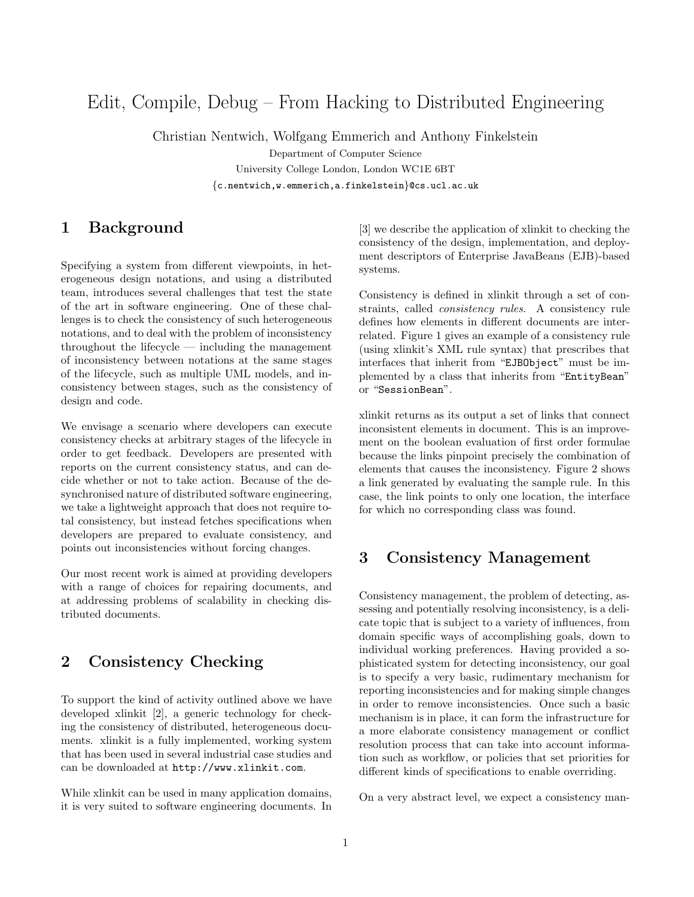# Edit, Compile, Debug – From Hacking to Distributed Engineering

Christian Nentwich, Wolfgang Emmerich and Anthony Finkelstein

Department of Computer Science
University College London, London WC1E 6BT
{c.nentwich,w.emmerich,a.finkelstein}@cs.ucl.ac.uk

## 1 Background

Specifying a system from different viewpoints, in heterogeneous design notations, and using a distributed team, introduces several challenges that test the state of the art in software engineering. One of these challenges is to check the consistency of such heterogeneous notations, and to deal with the problem of inconsistency throughout the lifecycle — including the management of inconsistency between notations at the same stages of the lifecycle, such as multiple UML models, and inconsistency between stages, such as the consistency of design and code.

We envisage a scenario where developers can execute consistency checks at arbitrary stages of the lifecycle in order to get feedback. Developers are presented with reports on the current consistency status, and can decide whether or not to take action. Because of the desynchronised nature of distributed software engineering, we take a lightweight approach that does not require total consistency, but instead fetches specifications when developers are prepared to evaluate consistency, and points out inconsistencies without forcing changes.

Our most recent work is aimed at providing developers with a range of choices for repairing documents, and at addressing problems of scalability in checking distributed documents.

## 2 Consistency Checking

To support the kind of activity outlined above we have developed xlinkit [2], a generic technology for checking the consistency of distributed, heterogeneous documents. xlinkit is a fully implemented, working system that has been used in several industrial case studies and can be downloaded at `http://www.xlinkit.com`.

While xlinkit can be used in many application domains, it is very suited to software engineering documents. In [3] we describe the application of xlinkit to checking the consistency of the design, implementation, and deployment descriptors of Enterprise JavaBeans (EJB)-based systems.

Consistency is defined in xlinkit through a set of constraints, called *consistency rules*. A consistency rule defines how elements in different documents are interrelated. Figure 1 gives an example of a consistency rule (using xlinkit's XML rule syntax) that prescribes that interfaces that inherit from "`EJBObject`" must be implemented by a class that inherits from "`EntityBean`" or "`SessionBean`".

xlinkit returns as its output a set of links that connect inconsistent elements in document. This is an improvement on the boolean evaluation of first order formulae because the links pinpoint precisely the combination of elements that causes the inconsistency. Figure 2 shows a link generated by evaluating the sample rule. In this case, the link points to only one location, the interface for which no corresponding class was found.

## 3 Consistency Management

Consistency management, the problem of detecting, assessing and potentially resolving inconsistency, is a delicate topic that is subject to a variety of influences, from domain specific ways of accomplishing goals, down to individual working preferences. Having provided a sophisticated system for detecting inconsistency, our goal is to specify a very basic, rudimentary mechanism for reporting inconsistencies and for making simple changes in order to remove inconsistencies. Once such a basic mechanism is in place, it can form the infrastructure for a more elaborate consistency management or conflict resolution process that can take into account information such as workflow, or policies that set priorities for different kinds of specifications to enable overriding.

On a very abstract level, we expect a consistency man-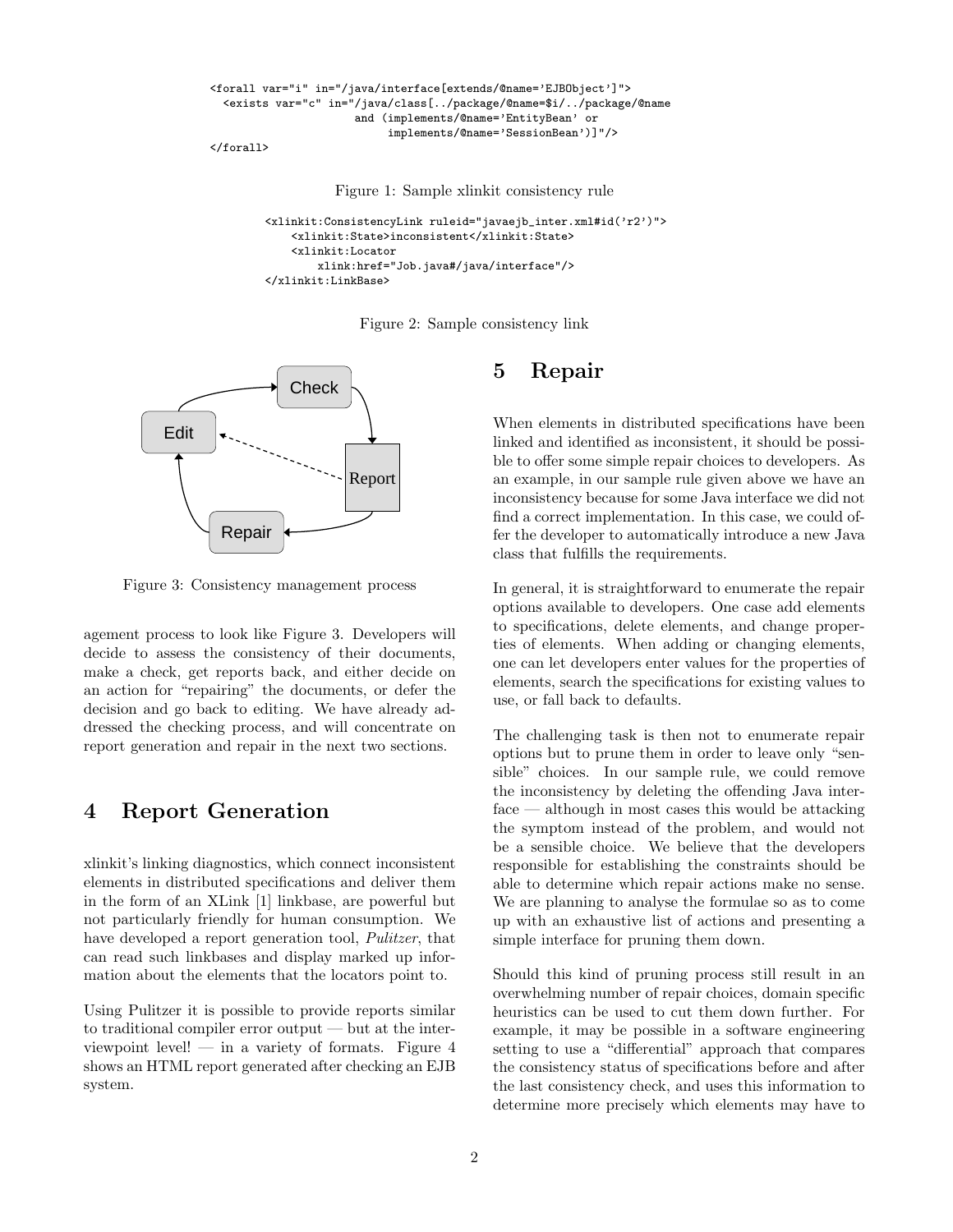```
<forall var="i" in="/java/interface[extends/@name='EJBObject']">
  <exists var="c" in="/java/class[../package/@name=$i/../package/@name
                     and (implements/@name='EntityBean' or
                          implements/@name='SessionBean')]"/>
</forall>
```

Figure 1: Sample xlinkit consistency rule

```
<xlinkit:ConsistencyLink ruleid="javaejb_inter.xml#id('r2')">
    <xlinkit:State>inconsistent</xlinkit:State>
    <xlinkit:Locator
        xlink:href="Job.java#/java/interface"/>
</xlinkit:LinkBase>
```

Figure 2: Sample consistency link

Figure 3: Consistency management process

agement process to look like Figure 3. Developers will decide to assess the consistency of their documents, make a check, get reports back, and either decide on an action for "repairing" the documents, or defer the decision and go back to editing. We have already addressed the checking process, and will concentrate on report generation and repair in the next two sections.

# 4 Report Generation

xlinkit's linking diagnostics, which connect inconsistent elements in distributed specifications and deliver them in the form of an XLink [1] linkbase, are powerful but not particularly friendly for human consumption. We have developed a report generation tool, *Pulitzer*, that can read such linkbases and display marked up information about the elements that the locators point to.

Using Pulitzer it is possible to provide reports similar to traditional compiler error output — but at the interviewpoint level! — in a variety of formats. Figure 4 shows an HTML report generated after checking an EJB system.

# 5 Repair

When elements in distributed specifications have been linked and identified as inconsistent, it should be possible to offer some simple repair choices to developers. As an example, in our sample rule given above we have an inconsistency because for some Java interface we did not find a correct implementation. In this case, we could offer the developer to automatically introduce a new Java class that fulfills the requirements.

In general, it is straightforward to enumerate the repair options available to developers. One case add elements to specifications, delete elements, and change properties of elements. When adding or changing elements, one can let developers enter values for the properties of elements, search the specifications for existing values to use, or fall back to defaults.

The challenging task is then not to enumerate repair options but to prune them in order to leave only "sensible" choices. In our sample rule, we could remove the inconsistency by deleting the offending Java interface — although in most cases this would be attacking the symptom instead of the problem, and would not be a sensible choice. We believe that the developers responsible for establishing the constraints should be able to determine which repair actions make no sense. We are planning to analyse the formulae so as to come up with an exhaustive list of actions and presenting a simple interface for pruning them down.

Should this kind of pruning process still result in an overwhelming number of repair choices, domain specific heuristics can be used to cut them down further. For example, it may be possible in a software engineering setting to use a "differential" approach that compares the consistency status of specifications before and after the last consistency check, and uses this information to determine more precisely which elements may have to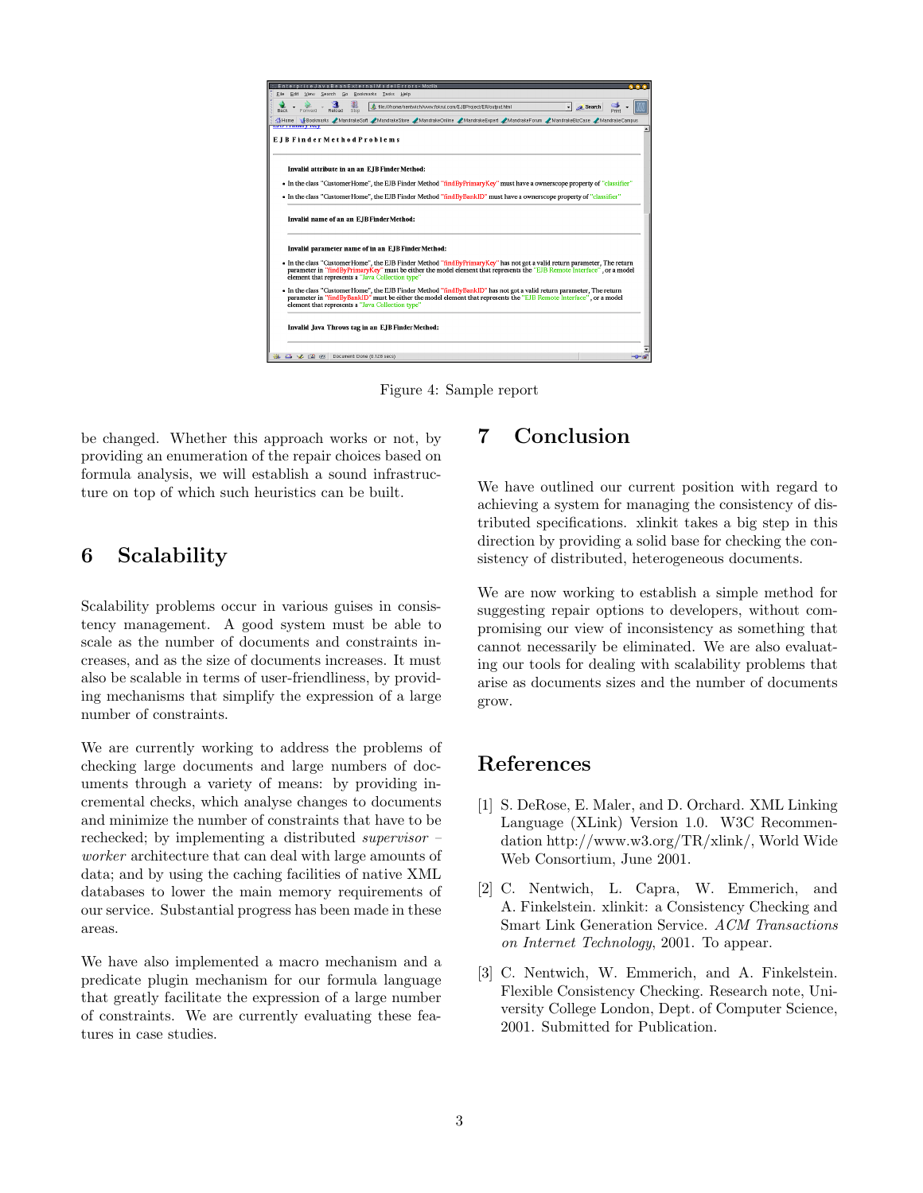Figure 4: Sample report

be changed. Whether this approach works or not, by providing an enumeration of the repair choices based on formula analysis, we will establish a sound infrastructure on top of which such heuristics can be built.

## 6 Scalability

Scalability problems occur in various guises in consistency management. A good system must be able to scale as the number of documents and constraints increases, and as the size of documents increases. It must also be scalable in terms of user-friendliness, by providing mechanisms that simplify the expression of a large number of constraints.

We are currently working to address the problems of checking large documents and large numbers of documents through a variety of means: by providing incremental checks, which analyse changes to documents and minimize the number of constraints that have to be rechecked; by implementing a distributed *supervisor – worker* architecture that can deal with large amounts of data; and by using the caching facilities of native XML databases to lower the main memory requirements of our service. Substantial progress has been made in these areas.

We have also implemented a macro mechanism and a predicate plugin mechanism for our formula language that greatly facilitate the expression of a large number of constraints. We are currently evaluating these features in case studies.

## 7 Conclusion

We have outlined our current position with regard to achieving a system for managing the consistency of distributed specifications. xlinkit takes a big step in this direction by providing a solid base for checking the consistency of distributed, heterogeneous documents.

We are now working to establish a simple method for suggesting repair options to developers, without compromising our view of inconsistency as something that cannot necessarily be eliminated. We are also evaluating our tools for dealing with scalability problems that arise as documents sizes and the number of documents grow.

## References

[1] S. DeRose, E. Maler, and D. Orchard. XML Linking Language (XLink) Version 1.0. W3C Recommendation http://www.w3.org/TR/xlink/, World Wide Web Consortium, June 2001.

[2] C. Nentwich, L. Capra, W. Emmerich, and A. Finkelstein. xlinkit: a Consistency Checking and Smart Link Generation Service. *ACM Transactions on Internet Technology*, 2001. To appear.

[3] C. Nentwich, W. Emmerich, and A. Finkelstein. Flexible Consistency Checking. Research note, University College London, Dept. of Computer Science, 2001. Submitted for Publication.